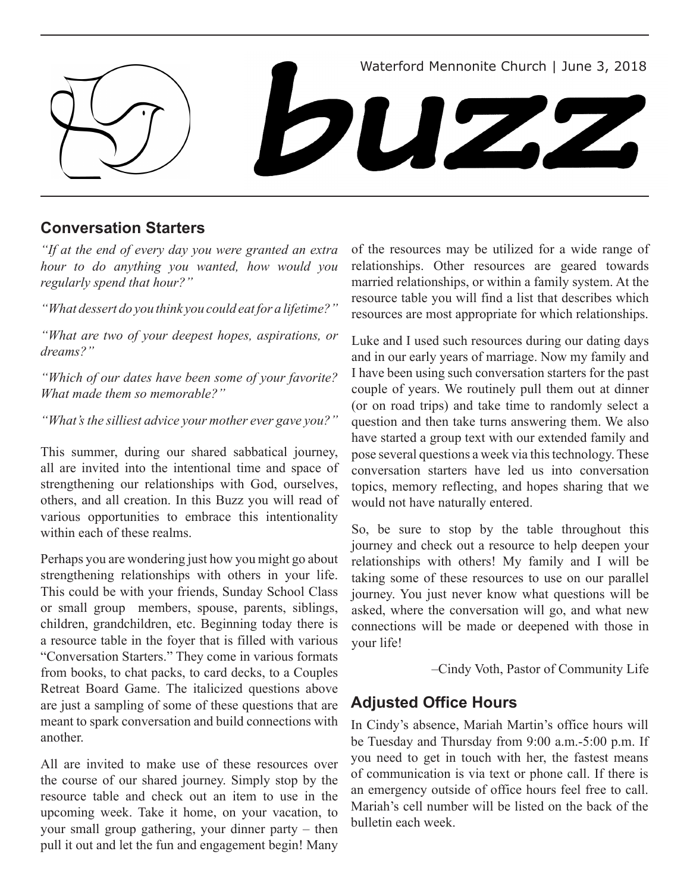Waterford Mennonite Church | June 3, 2018

# buzz

## Conversation Starters

*"If at the end of every day you were granted an extra hour to do anything you wanted, how would you regularly spend that hour?"*

*"What dessert do you think you could eat for a lifetime?"*

*"What are two of your deepest hopes, aspirations, or dreams?"*

*"Which of our dates have been some of your favorite? What made them so memorable?"*

*"What's the silliest advice your mother ever gave you?"*

This summer, during our shared sabbatical journey, all are invited into the intentional time and space of strengthening our relationships with God, ourselves, others, and all creation. In this Buzz you will read of various opportunities to embrace this intentionality within each of these realms.

Perhaps you are wondering just how you might go about strengthening relationships with others in your life. This could be with your friends, Sunday School Class or small group members, spouse, parents, siblings, children, grandchildren, etc. Beginning today there is a resource table in the foyer that is filled with various "Conversation Starters." They come in various formats from books, to chat packs, to card decks, to a Couples Retreat Board Game. The italicized questions above are just a sampling of some of these questions that are meant to spark conversation and build connections with another.

All are invited to make use of these resources over the course of our shared journey. Simply stop by the resource table and check out an item to use in the upcoming week. Take it home, on your vacation, to your small group gathering, your dinner party – then pull it out and let the fun and engagement begin! Many of the resources may be utilized for a wide range of relationships. Other resources are geared towards married relationships, or within a family system. At the resource table you will find a list that describes which resources are most appropriate for which relationships.

Luke and I used such resources during our dating days and in our early years of marriage. Now my family and I have been using such conversation starters for the past couple of years. We routinely pull them out at dinner (or on road trips) and take time to randomly select a question and then take turns answering them. We also have started a group text with our extended family and pose several questions a week via this technology. These conversation starters have led us into conversation topics, memory reflecting, and hopes sharing that we would not have naturally entered.

So, be sure to stop by the table throughout this journey and check out a resource to help deepen your relationships with others! My family and I will be taking some of these resources to use on our parallel journey. You just never know what questions will be asked, where the conversation will go, and what new connections will be made or deepened with those in your life!

–Cindy Voth, Pastor of Community Life

## Adjusted Office Hours

In Cindy's absence, Mariah Martin's office hours will be Tuesday and Thursday from 9:00 a.m.-5:00 p.m. If you need to get in touch with her, the fastest means of communication is via text or phone call. If there is an emergency outside of office hours feel free to call. Mariah's cell number will be listed on the back of the bulletin each week.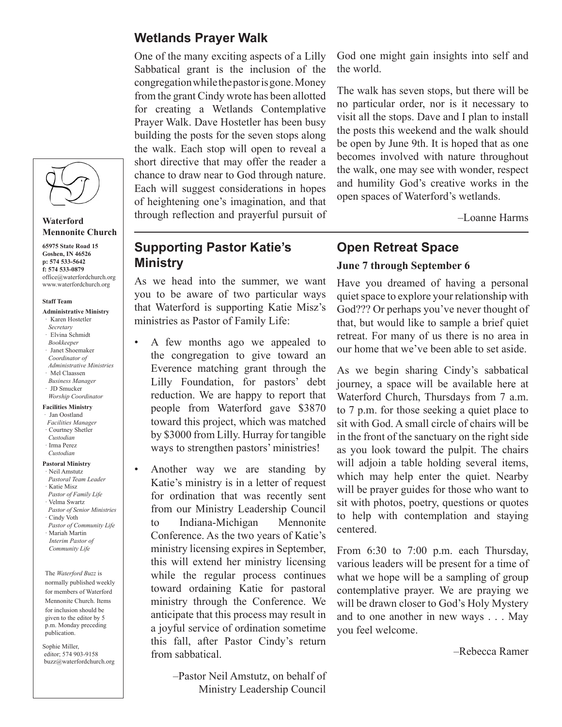## Wetlands Prayer Walk

One of the many exciting aspects of a Lilly Sabbatical grant is the inclusion of the congregation while the pastor is gone. Money from the grant Cindy wrote has been allotted for creating a Wetlands Contemplative Prayer Walk. Dave Hostetler has been busy building the posts for the seven stops along the walk. Each stop will open to reveal a short directive that may offer the reader a chance to draw near to God through nature. Each will suggest considerations in hopes of heightening one's imagination, and that through reflection and prayerful pursuit of God one might gain insights into self and the world.

The walk has seven stops, but there will be no particular order, nor is it necessary to visit all the stops. Dave and I plan to install the posts this weekend and the walk should be open by June 9th. It is hoped that as one becomes involved with nature throughout the walk, one may see with wonder, respect and humility God's creative works in the open spaces of Waterford's wetlands.

–Loanne Harms

**Waterford Mennonite Church**

**65975 State Road 15**
**Goshen, IN 46526**
**p: 574 533-5642**
**f: 574 533-0879**
office@waterfordchurch.org
www.waterfordchurch.org

**Staff Team**

**Administrative Ministry**
- Karen Hostetler, *Secretary*
- Elvina Schmidt, *Bookkeeper*
- Janet Shoemaker, *Coordinator of Administrative Ministries*
- Mel Claassen, *Business Manager*
- JD Smucker, *Worship Coordinator*

**Facilities Ministry**
- Jan Oostland, *Facilities Manager*
- Courtney Shetler, *Custodian*
- Irma Perez, *Custodian*

**Pastoral Ministry**
- Neil Amstutz, *Pastoral Team Leader*
- Katie Misz, *Pastor of Family Life*
- Velma Swartz, *Pastor of Senior Ministries*
- Cindy Voth, *Pastor of Community Life*
- Mariah Martin, *Interim Pastor of Community Life*

The *Waterford Buzz* is normally published weekly for members of Waterford Mennonite Church. Items for inclusion should be given to the editor by 5 p.m. Monday preceding publication.

Sophie Miller, editor; 574 903-9158
buzz@waterfordchurch.org

## Supporting Pastor Katie's Ministry

As we head into the summer, we want you to be aware of two particular ways that Waterford is supporting Katie Misz's ministries as Pastor of Family Life:

- A few months ago we appealed to the congregation to give toward an Everence matching grant through the Lilly Foundation, for pastors' debt reduction. We are happy to report that people from Waterford gave $3870 toward this project, which was matched by $3000 from Lilly. Hurray for tangible ways to strengthen pastors' ministries!
- Another way we are standing by Katie's ministry is in a letter of request for ordination that was recently sent from our Ministry Leadership Council to Indiana-Michigan Mennonite Conference. As the two years of Katie's ministry licensing expires in September, this will extend her ministry licensing while the regular process continues toward ordaining Katie for pastoral ministry through the Conference. We anticipate that this process may result in a joyful service of ordination sometime this fall, after Pastor Cindy's return from sabbatical.

–Pastor Neil Amstutz, on behalf of Ministry Leadership Council

## Open Retreat Space

**June 7 through September 6**

Have you dreamed of having a personal quiet space to explore your relationship with God??? Or perhaps you've never thought of that, but would like to sample a brief quiet retreat. For many of us there is no area in our home that we've been able to set aside.

As we begin sharing Cindy's sabbatical journey, a space will be available here at Waterford Church, Thursdays from 7 a.m. to 7 p.m. for those seeking a quiet place to sit with God. A small circle of chairs will be in the front of the sanctuary on the right side as you look toward the pulpit. The chairs will adjoin a table holding several items, which may help enter the quiet. Nearby will be prayer guides for those who want to sit with photos, poetry, questions or quotes to help with contemplation and staying centered.

From 6:30 to 7:00 p.m. each Thursday, various leaders will be present for a time of what we hope will be a sampling of group contemplative prayer. We are praying we will be drawn closer to God's Holy Mystery and to one another in new ways . . . May you feel welcome.

–Rebecca Ramer